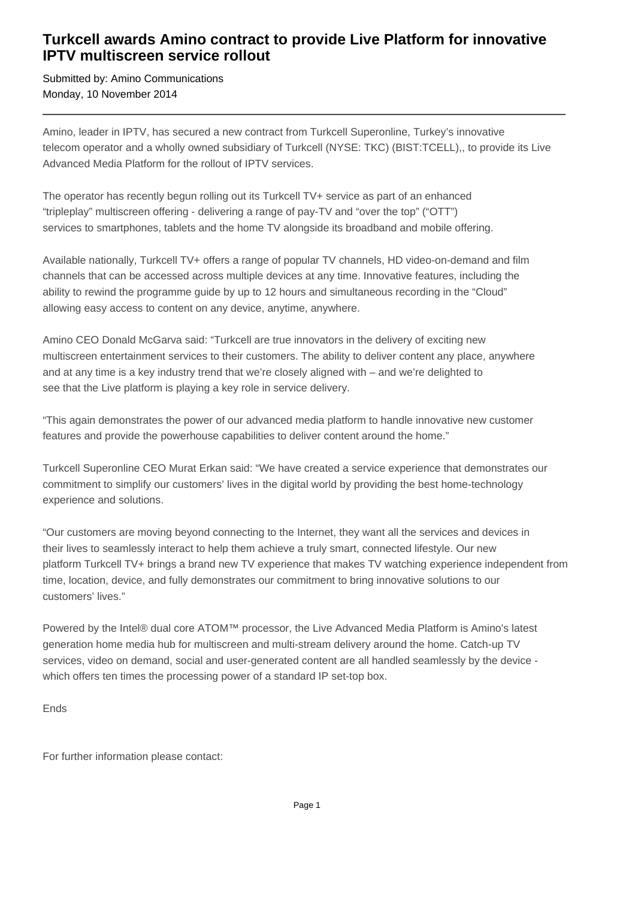# Turkcell awards Amino contract to provide Live Platform for innovative IPTV multiscreen service rollout

Submitted by: Amino Communications
Monday, 10 November 2014

---

Amino, leader in IPTV, has secured a new contract from Turkcell Superonline, Turkey's innovative telecom operator and a wholly owned subsidiary of Turkcell (NYSE: TKC) (BIST:TCELL),, to provide its Live Advanced Media Platform for the rollout of IPTV services.

The operator has recently begun rolling out its Turkcell TV+ service as part of an enhanced "tripleplay" multiscreen offering - delivering a range of pay-TV and "over the top" ("OTT") services to smartphones, tablets and the home TV alongside its broadband and mobile offering.

Available nationally, Turkcell TV+ offers a range of popular TV channels, HD video-on-demand and film channels that can be accessed across multiple devices at any time. Innovative features, including the ability to rewind the programme guide by up to 12 hours and simultaneous recording in the "Cloud" allowing easy access to content on any device, anytime, anywhere.

Amino CEO Donald McGarva said: "Turkcell are true innovators in the delivery of exciting new multiscreen entertainment services to their customers. The ability to deliver content any place, anywhere and at any time is a key industry trend that we're closely aligned with – and we're delighted to see that the Live platform is playing a key role in service delivery.

"This again demonstrates the power of our advanced media platform to handle innovative new customer features and provide the powerhouse capabilities to deliver content around the home."

Turkcell Superonline CEO Murat Erkan said: "We have created a service experience that demonstrates our commitment to simplify our customers' lives in the digital world by providing the best home-technology experience and solutions.

"Our customers are moving beyond connecting to the Internet, they want all the services and devices in their lives to seamlessly interact to help them achieve a truly smart, connected lifestyle. Our new platform Turkcell TV+ brings a brand new TV experience that makes TV watching experience independent from time, location, device, and fully demonstrates our commitment to bring innovative solutions to our customers' lives."

Powered by the Intel® dual core ATOM™ processor, the Live Advanced Media Platform is Amino's latest generation home media hub for multiscreen and multi-stream delivery around the home. Catch-up TV services, video on demand, social and user-generated content are all handled seamlessly by the device - which offers ten times the processing power of a standard IP set-top box.

Ends

For further information please contact: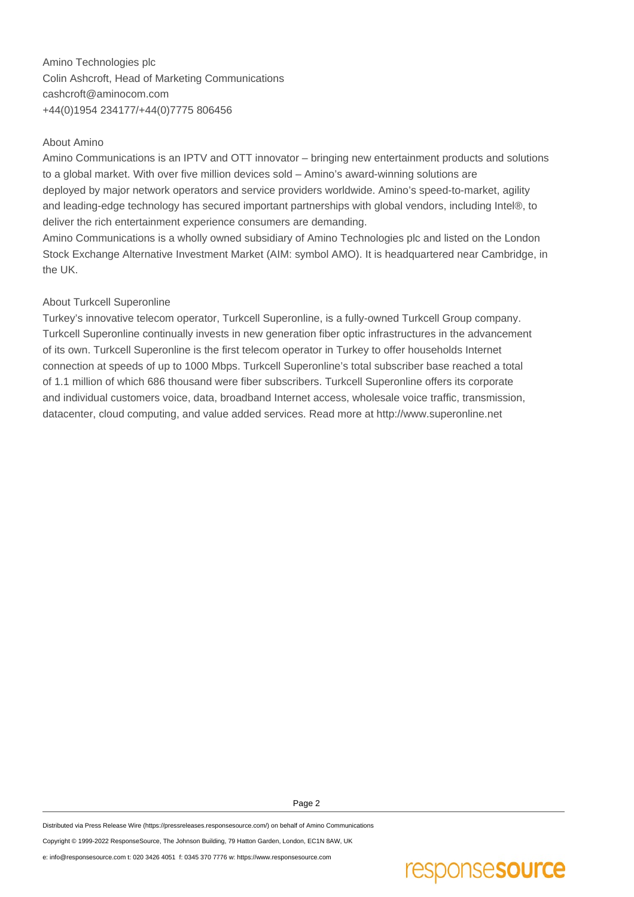Amino Technologies plc
Colin Ashcroft, Head of Marketing Communications
cashcroft@aminocom.com
+44(0)1954 234177/+44(0)7775 806456

About Amino

Amino Communications is an IPTV and OTT innovator – bringing new entertainment products and solutions to a global market. With over five million devices sold – Amino's award-winning solutions are deployed by major network operators and service providers worldwide. Amino's speed-to-market, agility and leading-edge technology has secured important partnerships with global vendors, including Intel®, to deliver the rich entertainment experience consumers are demanding.

Amino Communications is a wholly owned subsidiary of Amino Technologies plc and listed on the London Stock Exchange Alternative Investment Market (AIM: symbol AMO). It is headquartered near Cambridge, in the UK.

About Turkcell Superonline

Turkey's innovative telecom operator, Turkcell Superonline, is a fully-owned Turkcell Group company. Turkcell Superonline continually invests in new generation fiber optic infrastructures in the advancement of its own. Turkcell Superonline is the first telecom operator in Turkey to offer households Internet connection at speeds of up to 1000 Mbps. Turkcell Superonline's total subscriber base reached a total of 1.1 million of which 686 thousand were fiber subscribers. Turkcell Superonline offers its corporate and individual customers voice, data, broadband Internet access, wholesale voice traffic, transmission, datacenter, cloud computing, and value added services. Read more at http://www.superonline.net